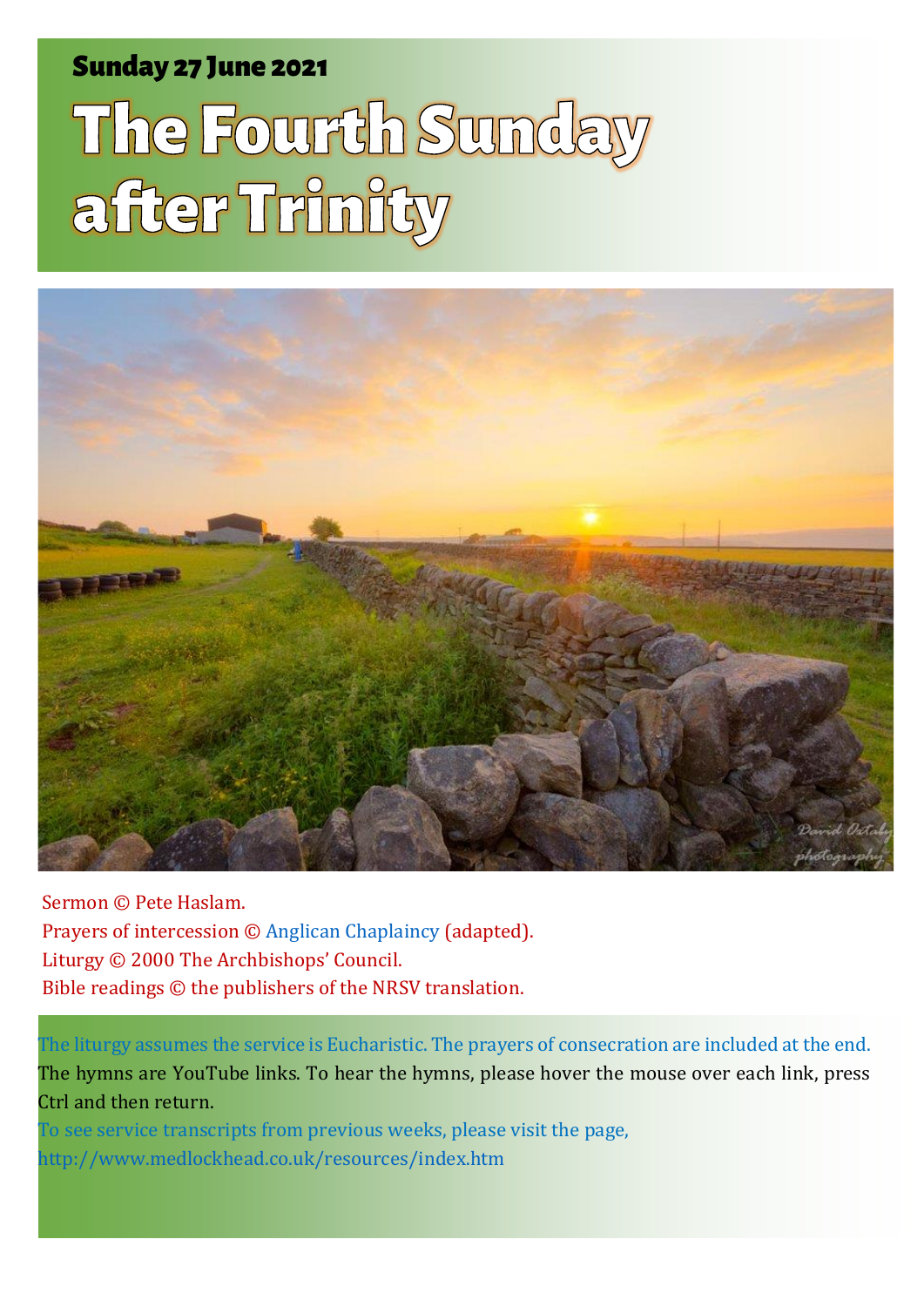**Sunday 27 June 2021**

# The Fourth Sunday after Trinity

Sermon © Pete Haslam.
Prayers of intercession © Anglican Chaplaincy (adapted).
Liturgy © 2000 The Archbishops' Council.
Bible readings © the publishers of the NRSV translation.

The liturgy assumes the service is Eucharistic. The prayers of consecration are included at the end.
The hymns are YouTube links. To hear the hymns, please hover the mouse over each link, press Ctrl and then return.
To see service transcripts from previous weeks, please visit the page,
http://www.medlockhead.co.uk/resources/index.htm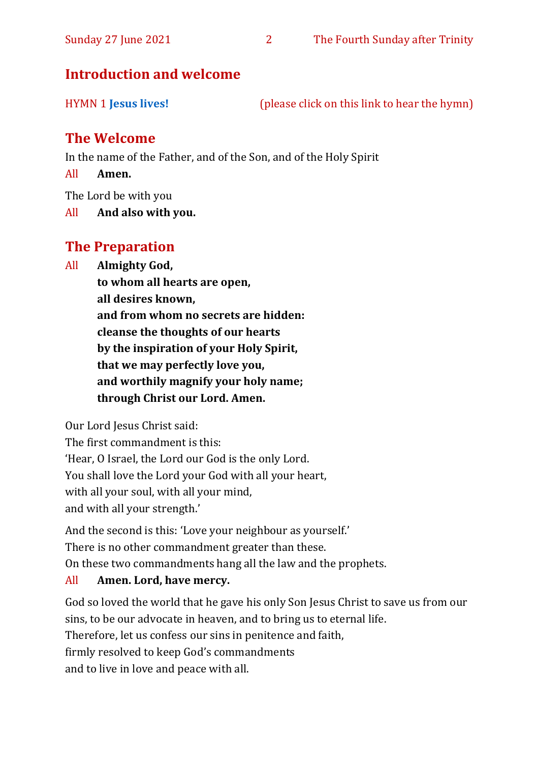## Introduction and welcome

HYMN 1 **Jesus lives!** (please click on this link to hear the hymn)

## The Welcome

In the name of the Father, and of the Son, and of the Holy Spirit

All **Amen.**

The Lord be with you

All **And also with you.**

## The Preparation

All **Almighty God,**
**to whom all hearts are open,**
**all desires known,**
**and from whom no secrets are hidden:**
**cleanse the thoughts of our hearts**
**by the inspiration of your Holy Spirit,**
**that we may perfectly love you,**
**and worthily magnify your holy name;**
**through Christ our Lord. Amen.**

Our Lord Jesus Christ said:
The first commandment is this:
'Hear, O Israel, the Lord our God is the only Lord.
You shall love the Lord your God with all your heart,
with all your soul, with all your mind,
and with all your strength.'

And the second is this: 'Love your neighbour as yourself.'
There is no other commandment greater than these.
On these two commandments hang all the law and the prophets.

All **Amen. Lord, have mercy.**

God so loved the world that he gave his only Son Jesus Christ to save us from our sins, to be our advocate in heaven, and to bring us to eternal life.
Therefore, let us confess our sins in penitence and faith,
firmly resolved to keep God's commandments
and to live in love and peace with all.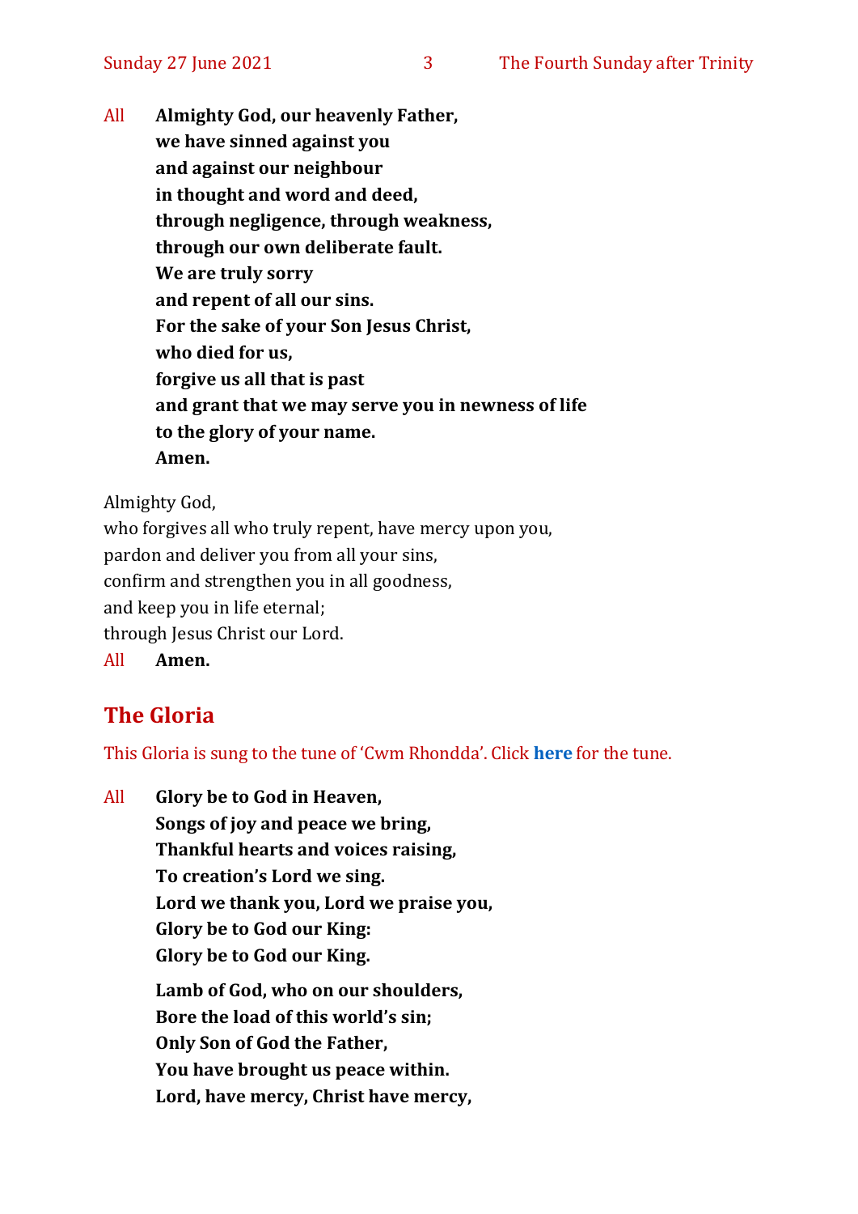All **Almighty God, our heavenly Father,**
**we have sinned against you**
**and against our neighbour**
**in thought and word and deed,**
**through negligence, through weakness,**
**through our own deliberate fault.**
**We are truly sorry**
**and repent of all our sins.**
**For the sake of your Son Jesus Christ,**
**who died for us,**
**forgive us all that is past**
**and grant that we may serve you in newness of life**
**to the glory of your name.**
**Amen.**

Almighty God,
who forgives all who truly repent, have mercy upon you,
pardon and deliver you from all your sins,
confirm and strengthen you in all goodness,
and keep you in life eternal;
through Jesus Christ our Lord.
All **Amen.**

## The Gloria

This Gloria is sung to the tune of 'Cwm Rhondda'. Click **here** for the tune.

All **Glory be to God in Heaven,**
**Songs of joy and peace we bring,**
**Thankful hearts and voices raising,**
**To creation's Lord we sing.**
**Lord we thank you, Lord we praise you,**
**Glory be to God our King:**
**Glory be to God our King.**

**Lamb of God, who on our shoulders,**
**Bore the load of this world's sin;**
**Only Son of God the Father,**
**You have brought us peace within.**
**Lord, have mercy, Christ have mercy,**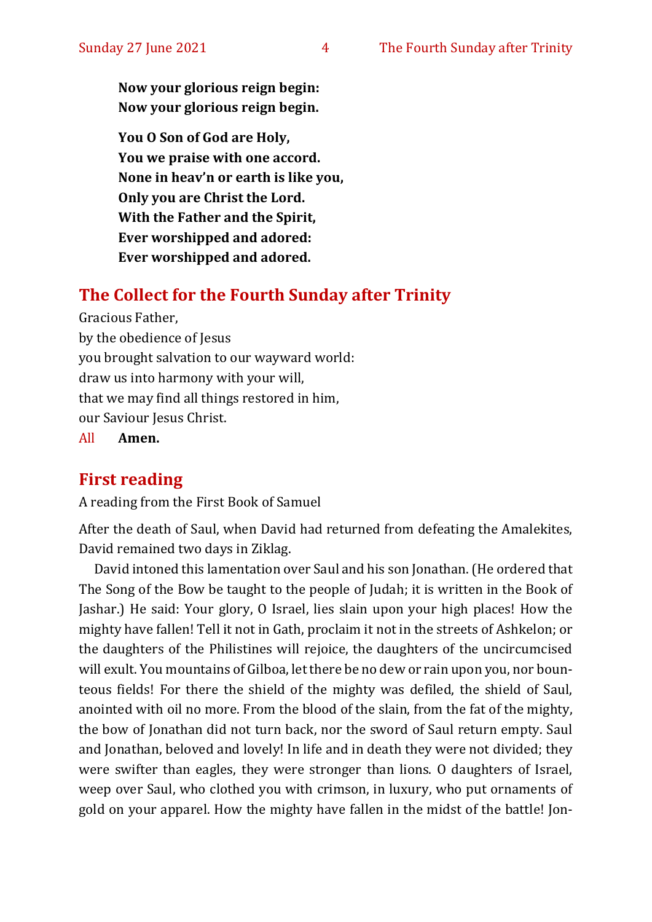**Now your glorious reign begin:**
**Now your glorious reign begin.**

**You O Son of God are Holy,**
**You we praise with one accord.**
**None in heav'n or earth is like you,**
**Only you are Christ the Lord.**
**With the Father and the Spirit,**
**Ever worshipped and adored:**
**Ever worshipped and adored.**

## The Collect for the Fourth Sunday after Trinity

Gracious Father,
by the obedience of Jesus
you brought salvation to our wayward world:
draw us into harmony with your will,
that we may find all things restored in him,
our Saviour Jesus Christ.
All **Amen.**

## First reading

A reading from the First Book of Samuel

After the death of Saul, when David had returned from defeating the Amalekites, David remained two days in Ziklag.

David intoned this lamentation over Saul and his son Jonathan. (He ordered that The Song of the Bow be taught to the people of Judah; it is written in the Book of Jashar.) He said: Your glory, O Israel, lies slain upon your high places! How the mighty have fallen! Tell it not in Gath, proclaim it not in the streets of Ashkelon; or the daughters of the Philistines will rejoice, the daughters of the uncircumcised will exult. You mountains of Gilboa, let there be no dew or rain upon you, nor bounteous fields! For there the shield of the mighty was defiled, the shield of Saul, anointed with oil no more. From the blood of the slain, from the fat of the mighty, the bow of Jonathan did not turn back, nor the sword of Saul return empty. Saul and Jonathan, beloved and lovely! In life and in death they were not divided; they were swifter than eagles, they were stronger than lions. O daughters of Israel, weep over Saul, who clothed you with crimson, in luxury, who put ornaments of gold on your apparel. How the mighty have fallen in the midst of the battle! Jon-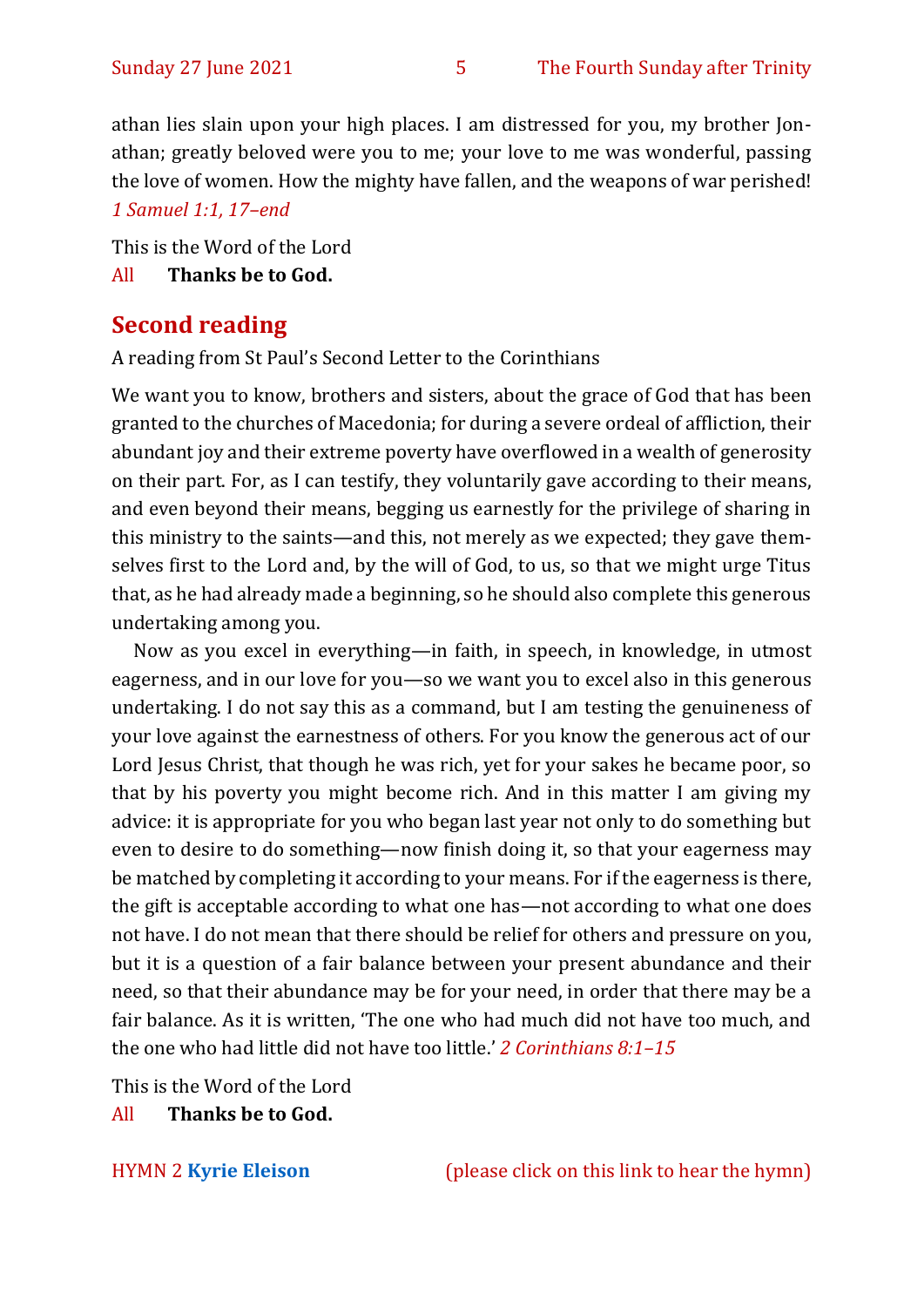athan lies slain upon your high places. I am distressed for you, my brother Jonathan; greatly beloved were you to me; your love to me was wonderful, passing the love of women. How the mighty have fallen, and the weapons of war perished! *1 Samuel 1:1, 17–end*

This is the Word of the Lord
All **Thanks be to God.**

## Second reading

A reading from St Paul's Second Letter to the Corinthians

We want you to know, brothers and sisters, about the grace of God that has been granted to the churches of Macedonia; for during a severe ordeal of affliction, their abundant joy and their extreme poverty have overflowed in a wealth of generosity on their part. For, as I can testify, they voluntarily gave according to their means, and even beyond their means, begging us earnestly for the privilege of sharing in this ministry to the saints—and this, not merely as we expected; they gave themselves first to the Lord and, by the will of God, to us, so that we might urge Titus that, as he had already made a beginning, so he should also complete this generous undertaking among you.

Now as you excel in everything—in faith, in speech, in knowledge, in utmost eagerness, and in our love for you—so we want you to excel also in this generous undertaking. I do not say this as a command, but I am testing the genuineness of your love against the earnestness of others. For you know the generous act of our Lord Jesus Christ, that though he was rich, yet for your sakes he became poor, so that by his poverty you might become rich. And in this matter I am giving my advice: it is appropriate for you who began last year not only to do something but even to desire to do something—now finish doing it, so that your eagerness may be matched by completing it according to your means. For if the eagerness is there, the gift is acceptable according to what one has—not according to what one does not have. I do not mean that there should be relief for others and pressure on you, but it is a question of a fair balance between your present abundance and their need, so that their abundance may be for your need, in order that there may be a fair balance. As it is written, 'The one who had much did not have too much, and the one who had little did not have too little.' *2 Corinthians 8:1–15*

This is the Word of the Lord
All **Thanks be to God.**

HYMN 2 **Kyrie Eleison** (please click on this link to hear the hymn)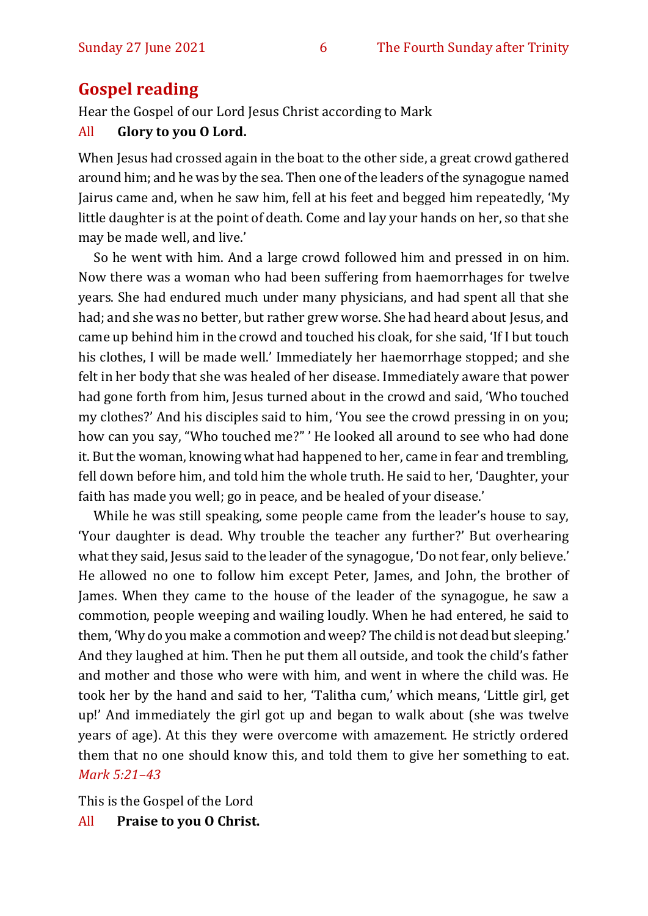## Gospel reading

Hear the Gospel of our Lord Jesus Christ according to Mark

All **Glory to you O Lord.**

When Jesus had crossed again in the boat to the other side, a great crowd gathered around him; and he was by the sea. Then one of the leaders of the synagogue named Jairus came and, when he saw him, fell at his feet and begged him repeatedly, 'My little daughter is at the point of death. Come and lay your hands on her, so that she may be made well, and live.'

So he went with him. And a large crowd followed him and pressed in on him. Now there was a woman who had been suffering from haemorrhages for twelve years. She had endured much under many physicians, and had spent all that she had; and she was no better, but rather grew worse. She had heard about Jesus, and came up behind him in the crowd and touched his cloak, for she said, 'If I but touch his clothes, I will be made well.' Immediately her haemorrhage stopped; and she felt in her body that she was healed of her disease. Immediately aware that power had gone forth from him, Jesus turned about in the crowd and said, 'Who touched my clothes?' And his disciples said to him, 'You see the crowd pressing in on you; how can you say, "Who touched me?" ' He looked all around to see who had done it. But the woman, knowing what had happened to her, came in fear and trembling, fell down before him, and told him the whole truth. He said to her, 'Daughter, your faith has made you well; go in peace, and be healed of your disease.'

While he was still speaking, some people came from the leader's house to say, 'Your daughter is dead. Why trouble the teacher any further?' But overhearing what they said, Jesus said to the leader of the synagogue, 'Do not fear, only believe.' He allowed no one to follow him except Peter, James, and John, the brother of James. When they came to the house of the leader of the synagogue, he saw a commotion, people weeping and wailing loudly. When he had entered, he said to them, 'Why do you make a commotion and weep? The child is not dead but sleeping.' And they laughed at him. Then he put them all outside, and took the child's father and mother and those who were with him, and went in where the child was. He took her by the hand and said to her, 'Talitha cum,' which means, 'Little girl, get up!' And immediately the girl got up and began to walk about (she was twelve years of age). At this they were overcome with amazement. He strictly ordered them that no one should know this, and told them to give her something to eat. *Mark 5:21–43*

This is the Gospel of the Lord

All **Praise to you O Christ.**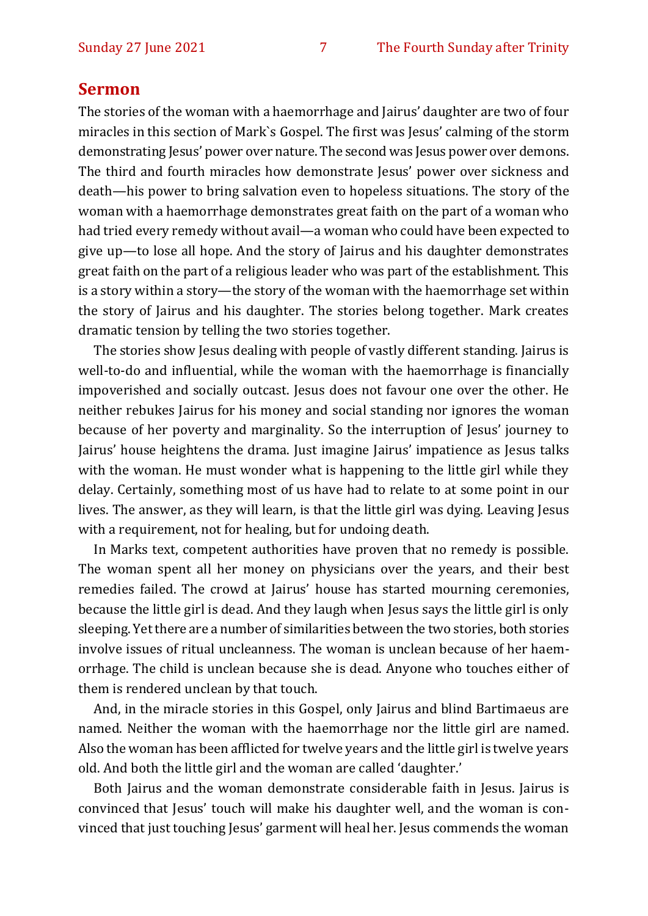## Sermon

The stories of the woman with a haemorrhage and Jairus' daughter are two of four miracles in this section of Mark`s Gospel. The first was Jesus' calming of the storm demonstrating Jesus' power over nature. The second was Jesus power over demons. The third and fourth miracles how demonstrate Jesus' power over sickness and death—his power to bring salvation even to hopeless situations. The story of the woman with a haemorrhage demonstrates great faith on the part of a woman who had tried every remedy without avail—a woman who could have been expected to give up—to lose all hope. And the story of Jairus and his daughter demonstrates great faith on the part of a religious leader who was part of the establishment. This is a story within a story—the story of the woman with the haemorrhage set within the story of Jairus and his daughter. The stories belong together. Mark creates dramatic tension by telling the two stories together.

The stories show Jesus dealing with people of vastly different standing. Jairus is well-to-do and influential, while the woman with the haemorrhage is financially impoverished and socially outcast. Jesus does not favour one over the other. He neither rebukes Jairus for his money and social standing nor ignores the woman because of her poverty and marginality. So the interruption of Jesus' journey to Jairus' house heightens the drama. Just imagine Jairus' impatience as Jesus talks with the woman. He must wonder what is happening to the little girl while they delay. Certainly, something most of us have had to relate to at some point in our lives. The answer, as they will learn, is that the little girl was dying. Leaving Jesus with a requirement, not for healing, but for undoing death.

In Marks text, competent authorities have proven that no remedy is possible. The woman spent all her money on physicians over the years, and their best remedies failed. The crowd at Jairus' house has started mourning ceremonies, because the little girl is dead. And they laugh when Jesus says the little girl is only sleeping. Yet there are a number of similarities between the two stories, both stories involve issues of ritual uncleanness. The woman is unclean because of her haemorrhage. The child is unclean because she is dead. Anyone who touches either of them is rendered unclean by that touch.

And, in the miracle stories in this Gospel, only Jairus and blind Bartimaeus are named. Neither the woman with the haemorrhage nor the little girl are named. Also the woman has been afflicted for twelve years and the little girl is twelve years old. And both the little girl and the woman are called 'daughter.'

Both Jairus and the woman demonstrate considerable faith in Jesus. Jairus is convinced that Jesus' touch will make his daughter well, and the woman is convinced that just touching Jesus' garment will heal her. Jesus commends the woman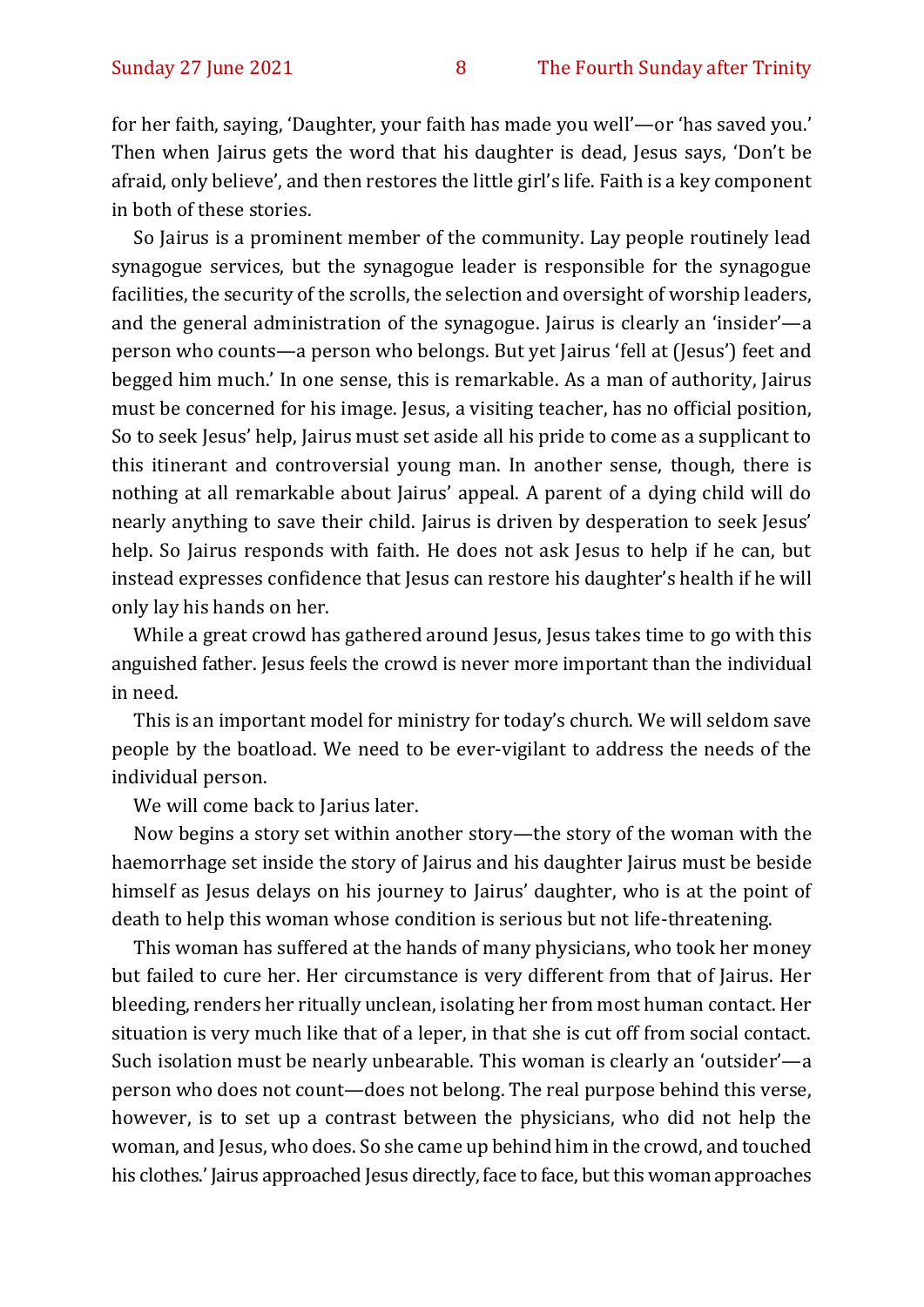for her faith, saying, 'Daughter, your faith has made you well'—or 'has saved you.' Then when Jairus gets the word that his daughter is dead, Jesus says, 'Don't be afraid, only believe', and then restores the little girl's life. Faith is a key component in both of these stories.

So Jairus is a prominent member of the community. Lay people routinely lead synagogue services, but the synagogue leader is responsible for the synagogue facilities, the security of the scrolls, the selection and oversight of worship leaders, and the general administration of the synagogue. Jairus is clearly an 'insider'—a person who counts—a person who belongs. But yet Jairus 'fell at (Jesus') feet and begged him much.' In one sense, this is remarkable. As a man of authority, Jairus must be concerned for his image. Jesus, a visiting teacher, has no official position, So to seek Jesus' help, Jairus must set aside all his pride to come as a supplicant to this itinerant and controversial young man. In another sense, though, there is nothing at all remarkable about Jairus' appeal. A parent of a dying child will do nearly anything to save their child. Jairus is driven by desperation to seek Jesus' help. So Jairus responds with faith. He does not ask Jesus to help if he can, but instead expresses confidence that Jesus can restore his daughter's health if he will only lay his hands on her.

While a great crowd has gathered around Jesus, Jesus takes time to go with this anguished father. Jesus feels the crowd is never more important than the individual in need.

This is an important model for ministry for today's church. We will seldom save people by the boatload. We need to be ever-vigilant to address the needs of the individual person.

We will come back to Jarius later.

Now begins a story set within another story—the story of the woman with the haemorrhage set inside the story of Jairus and his daughter Jairus must be beside himself as Jesus delays on his journey to Jairus' daughter, who is at the point of death to help this woman whose condition is serious but not life-threatening.

This woman has suffered at the hands of many physicians, who took her money but failed to cure her. Her circumstance is very different from that of Jairus. Her bleeding, renders her ritually unclean, isolating her from most human contact. Her situation is very much like that of a leper, in that she is cut off from social contact. Such isolation must be nearly unbearable. This woman is clearly an 'outsider'—a person who does not count—does not belong. The real purpose behind this verse, however, is to set up a contrast between the physicians, who did not help the woman, and Jesus, who does. So she came up behind him in the crowd, and touched his clothes.' Jairus approached Jesus directly, face to face, but this woman approaches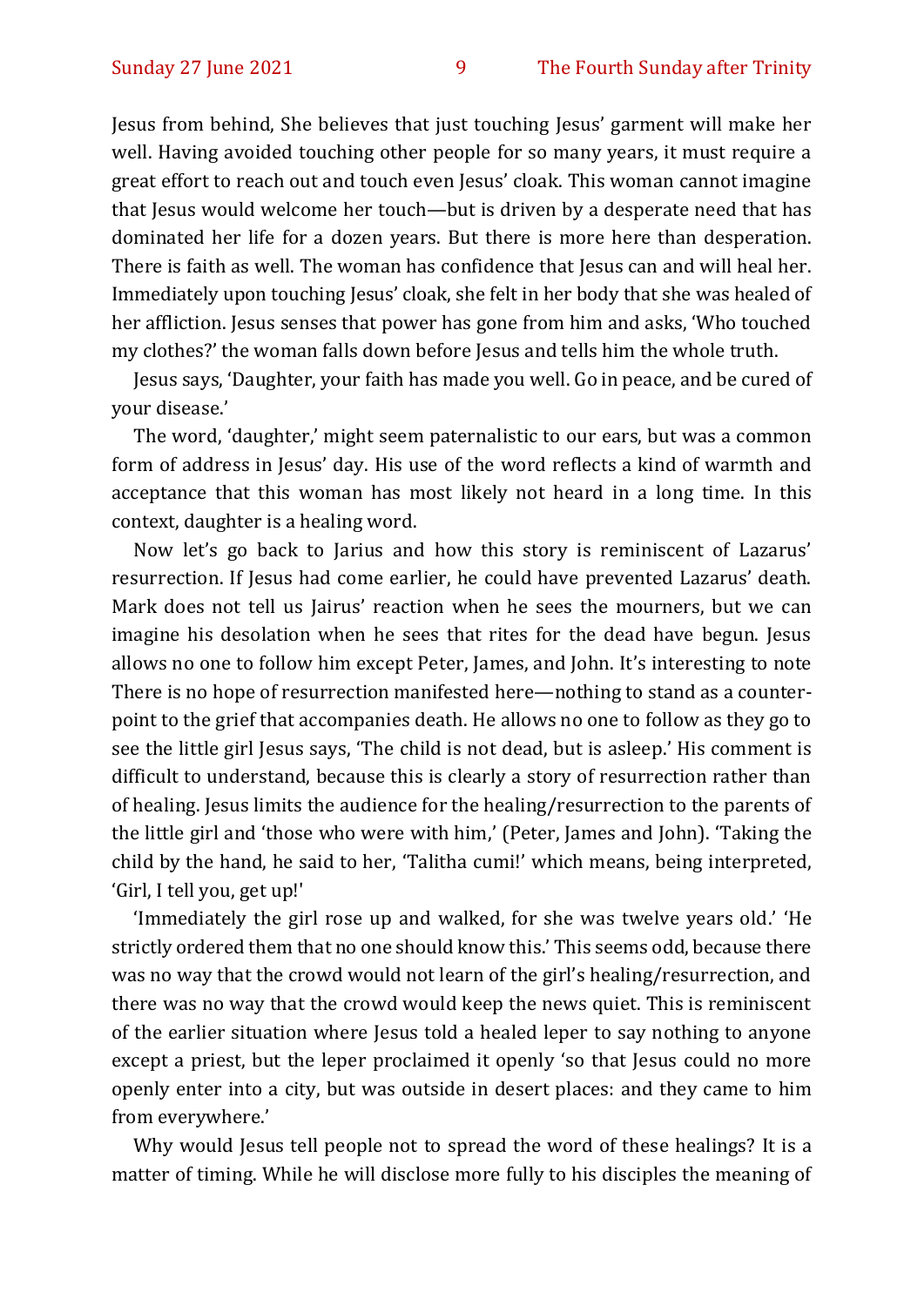Jesus from behind, She believes that just touching Jesus' garment will make her well. Having avoided touching other people for so many years, it must require a great effort to reach out and touch even Jesus' cloak. This woman cannot imagine that Jesus would welcome her touch—but is driven by a desperate need that has dominated her life for a dozen years. But there is more here than desperation. There is faith as well. The woman has confidence that Jesus can and will heal her. Immediately upon touching Jesus' cloak, she felt in her body that she was healed of her affliction. Jesus senses that power has gone from him and asks, 'Who touched my clothes?' the woman falls down before Jesus and tells him the whole truth.

Jesus says, 'Daughter, your faith has made you well. Go in peace, and be cured of your disease.'

The word, 'daughter,' might seem paternalistic to our ears, but was a common form of address in Jesus' day. His use of the word reflects a kind of warmth and acceptance that this woman has most likely not heard in a long time. In this context, daughter is a healing word.

Now let's go back to Jarius and how this story is reminiscent of Lazarus' resurrection. If Jesus had come earlier, he could have prevented Lazarus' death. Mark does not tell us Jairus' reaction when he sees the mourners, but we can imagine his desolation when he sees that rites for the dead have begun. Jesus allows no one to follow him except Peter, James, and John. It's interesting to note There is no hope of resurrection manifested here—nothing to stand as a counterpoint to the grief that accompanies death. He allows no one to follow as they go to see the little girl Jesus says, 'The child is not dead, but is asleep.' His comment is difficult to understand, because this is clearly a story of resurrection rather than of healing. Jesus limits the audience for the healing/resurrection to the parents of the little girl and 'those who were with him,' (Peter, James and John). 'Taking the child by the hand, he said to her, 'Talitha cumi!' which means, being interpreted, 'Girl, I tell you, get up!'

'Immediately the girl rose up and walked, for she was twelve years old.' 'He strictly ordered them that no one should know this.' This seems odd, because there was no way that the crowd would not learn of the girl's healing/resurrection, and there was no way that the crowd would keep the news quiet. This is reminiscent of the earlier situation where Jesus told a healed leper to say nothing to anyone except a priest, but the leper proclaimed it openly 'so that Jesus could no more openly enter into a city, but was outside in desert places: and they came to him from everywhere.'

Why would Jesus tell people not to spread the word of these healings? It is a matter of timing. While he will disclose more fully to his disciples the meaning of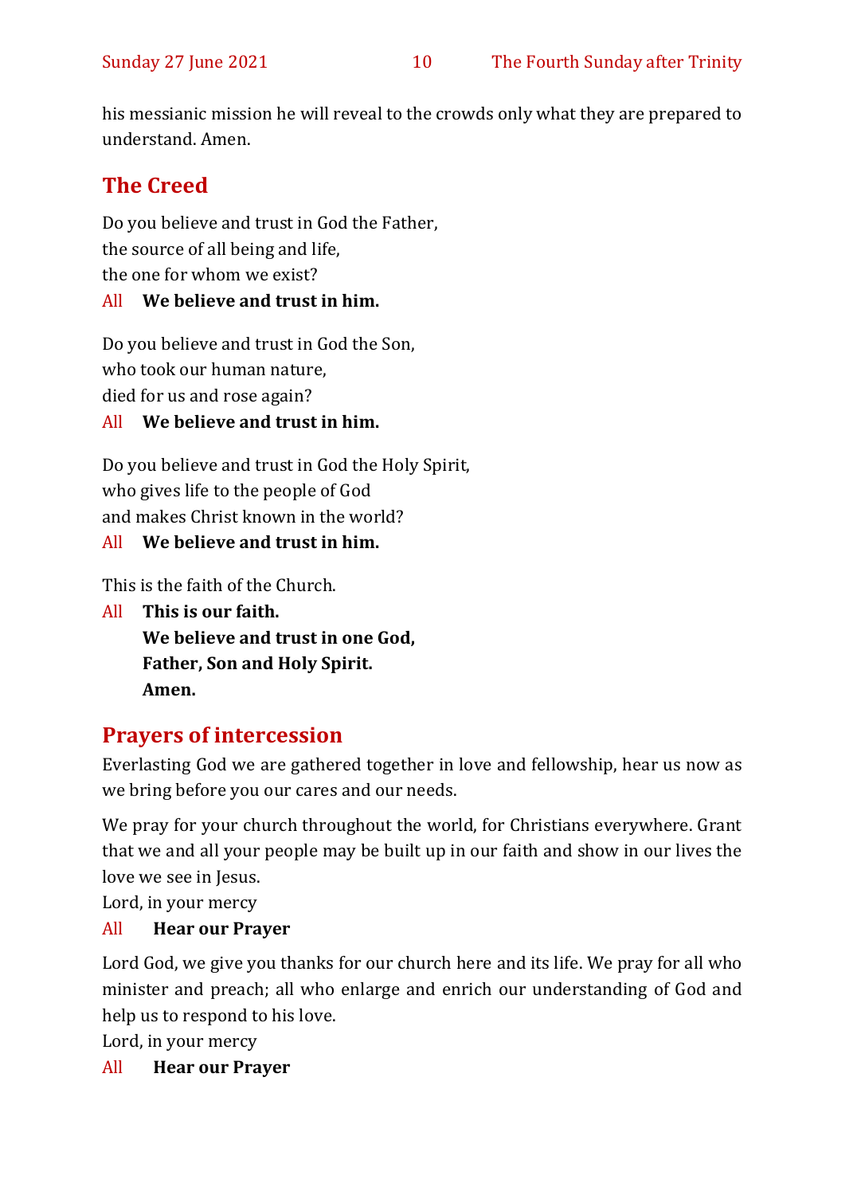his messianic mission he will reveal to the crowds only what they are prepared to understand. Amen.

## The Creed

Do you believe and trust in God the Father,
the source of all being and life,
the one for whom we exist?

All **We believe and trust in him.**

Do you believe and trust in God the Son,
who took our human nature,
died for us and rose again?

All **We believe and trust in him.**

Do you believe and trust in God the Holy Spirit,
who gives life to the people of God
and makes Christ known in the world?

All **We believe and trust in him.**

This is the faith of the Church.

All **This is our faith.**
**We believe and trust in one God,**
**Father, Son and Holy Spirit.**
**Amen.**

## Prayers of intercession

Everlasting God we are gathered together in love and fellowship, hear us now as we bring before you our cares and our needs.

We pray for your church throughout the world, for Christians everywhere. Grant that we and all your people may be built up in our faith and show in our lives the love we see in Jesus.

Lord, in your mercy

All **Hear our Prayer**

Lord God, we give you thanks for our church here and its life. We pray for all who minister and preach; all who enlarge and enrich our understanding of God and help us to respond to his love.

Lord, in your mercy

All **Hear our Prayer**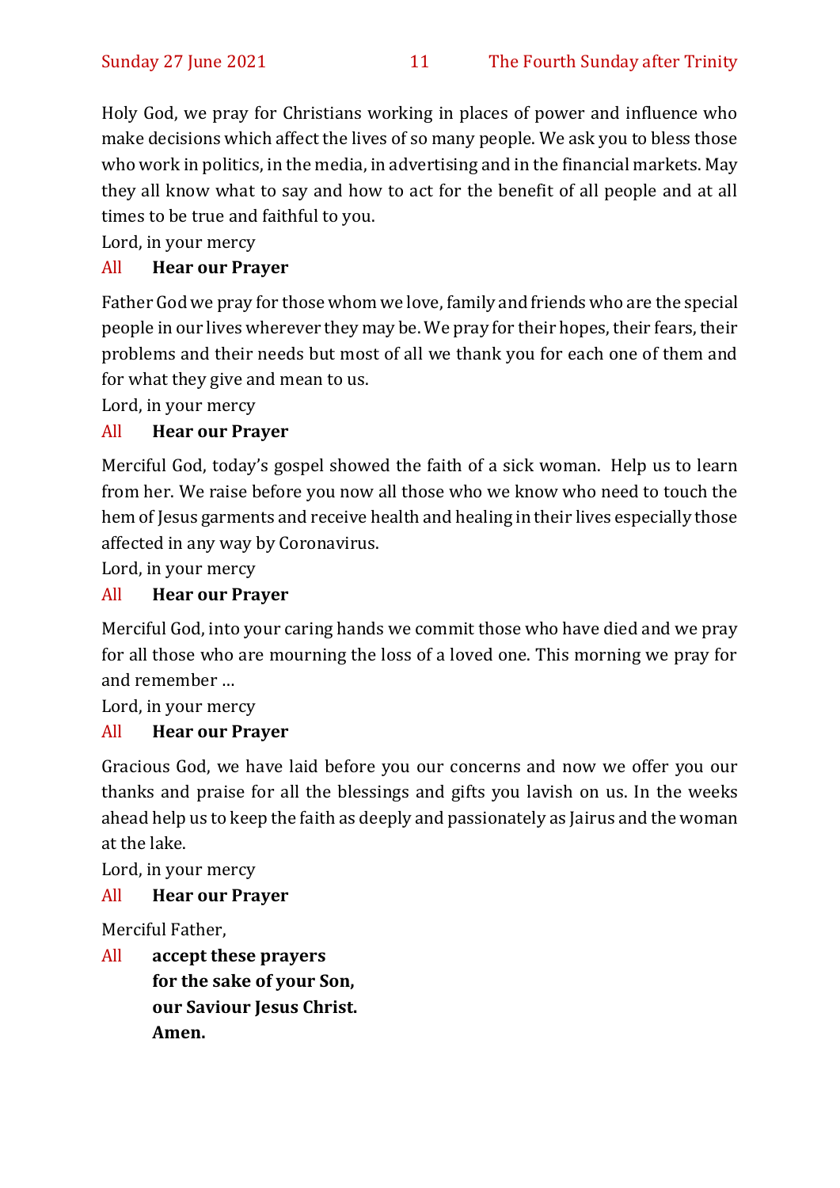Holy God, we pray for Christians working in places of power and influence who make decisions which affect the lives of so many people. We ask you to bless those who work in politics, in the media, in advertising and in the financial markets. May they all know what to say and how to act for the benefit of all people and at all times to be true and faithful to you.

Lord, in your mercy

All **Hear our Prayer**

Father God we pray for those whom we love, family and friends who are the special people in our lives wherever they may be. We pray for their hopes, their fears, their problems and their needs but most of all we thank you for each one of them and for what they give and mean to us.

Lord, in your mercy

All **Hear our Prayer**

Merciful God, today's gospel showed the faith of a sick woman. Help us to learn from her. We raise before you now all those who we know who need to touch the hem of Jesus garments and receive health and healing in their lives especially those affected in any way by Coronavirus.

Lord, in your mercy

All **Hear our Prayer**

Merciful God, into your caring hands we commit those who have died and we pray for all those who are mourning the loss of a loved one. This morning we pray for and remember …

Lord, in your mercy

All **Hear our Prayer**

Gracious God, we have laid before you our concerns and now we offer you our thanks and praise for all the blessings and gifts you lavish on us. In the weeks ahead help us to keep the faith as deeply and passionately as Jairus and the woman at the lake.

Lord, in your mercy

All **Hear our Prayer**

Merciful Father,

All **accept these prayers**
**for the sake of your Son,**
**our Saviour Jesus Christ.**
**Amen.**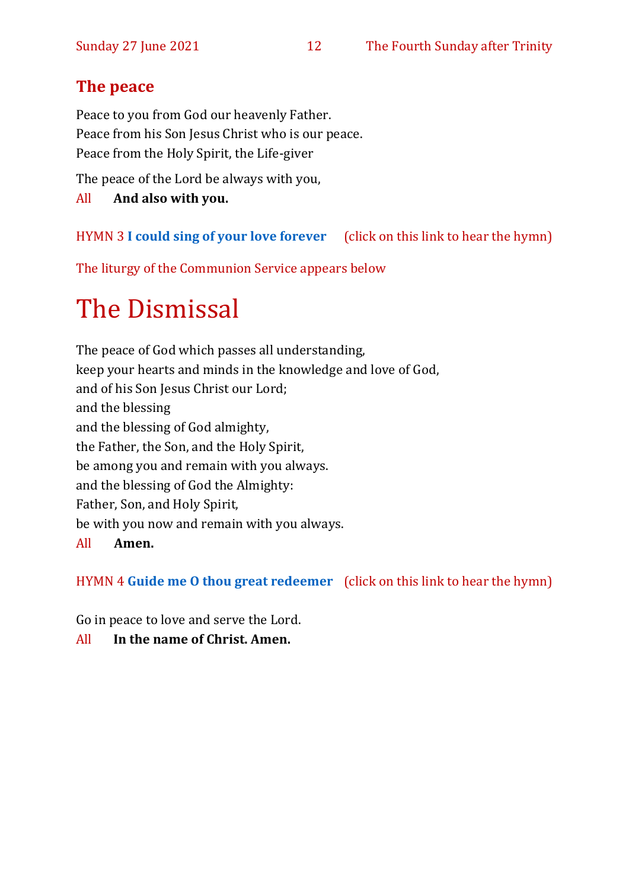## The peace

Peace to you from God our heavenly Father.
Peace from his Son Jesus Christ who is our peace.
Peace from the Holy Spirit, the Life-giver

The peace of the Lord be always with you,

All **And also with you.**

HYMN 3 **I could sing of your love forever** (click on this link to hear the hymn)

The liturgy of the Communion Service appears below

# The Dismissal

The peace of God which passes all understanding,
keep your hearts and minds in the knowledge and love of God,
and of his Son Jesus Christ our Lord;
and the blessing
and the blessing of God almighty,
the Father, the Son, and the Holy Spirit,
be among you and remain with you always.
and the blessing of God the Almighty:
Father, Son, and Holy Spirit,
be with you now and remain with you always.

All **Amen.**

HYMN 4 **Guide me O thou great redeemer** (click on this link to hear the hymn)

Go in peace to love and serve the Lord.

All **In the name of Christ. Amen.**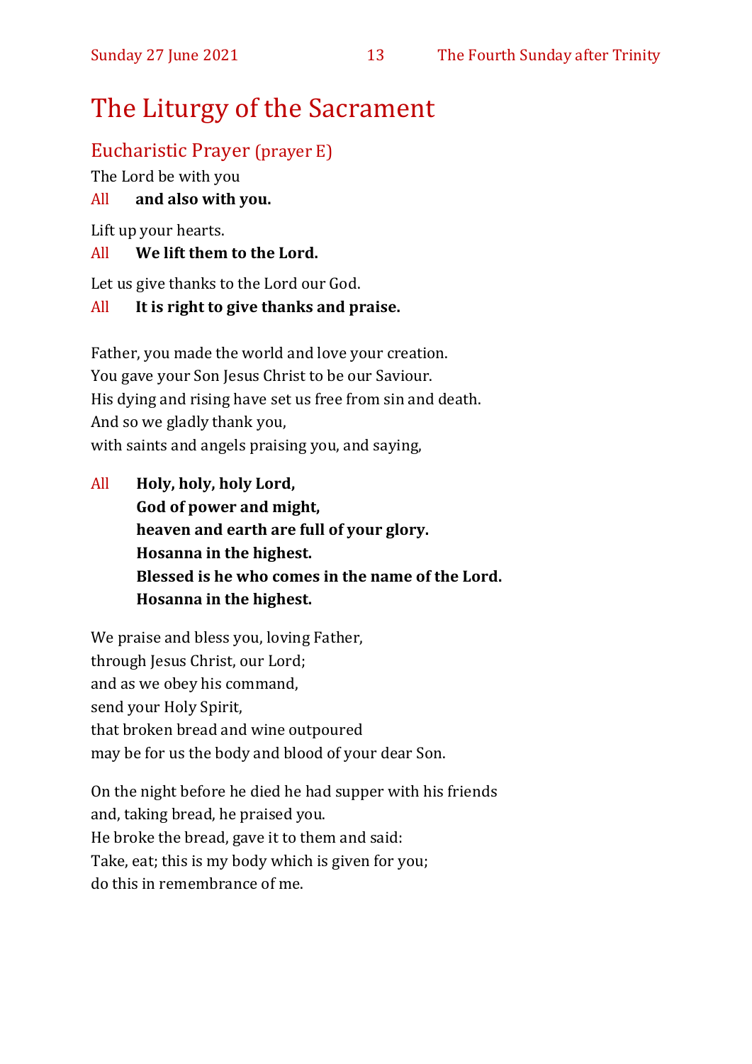# The Liturgy of the Sacrament

## Eucharistic Prayer (prayer E)

The Lord be with you

All **and also with you.**

Lift up your hearts.

All **We lift them to the Lord.**

Let us give thanks to the Lord our God.

All **It is right to give thanks and praise.**

Father, you made the world and love your creation.
You gave your Son Jesus Christ to be our Saviour.
His dying and rising have set us free from sin and death.
And so we gladly thank you,
with saints and angels praising you, and saying,

All **Holy, holy, holy Lord,**
**God of power and might,**
**heaven and earth are full of your glory.**
**Hosanna in the highest.**
**Blessed is he who comes in the name of the Lord.**
**Hosanna in the highest.**

We praise and bless you, loving Father,
through Jesus Christ, our Lord;
and as we obey his command,
send your Holy Spirit,
that broken bread and wine outpoured
may be for us the body and blood of your dear Son.

On the night before he died he had supper with his friends
and, taking bread, he praised you.
He broke the bread, gave it to them and said:
Take, eat; this is my body which is given for you;
do this in remembrance of me.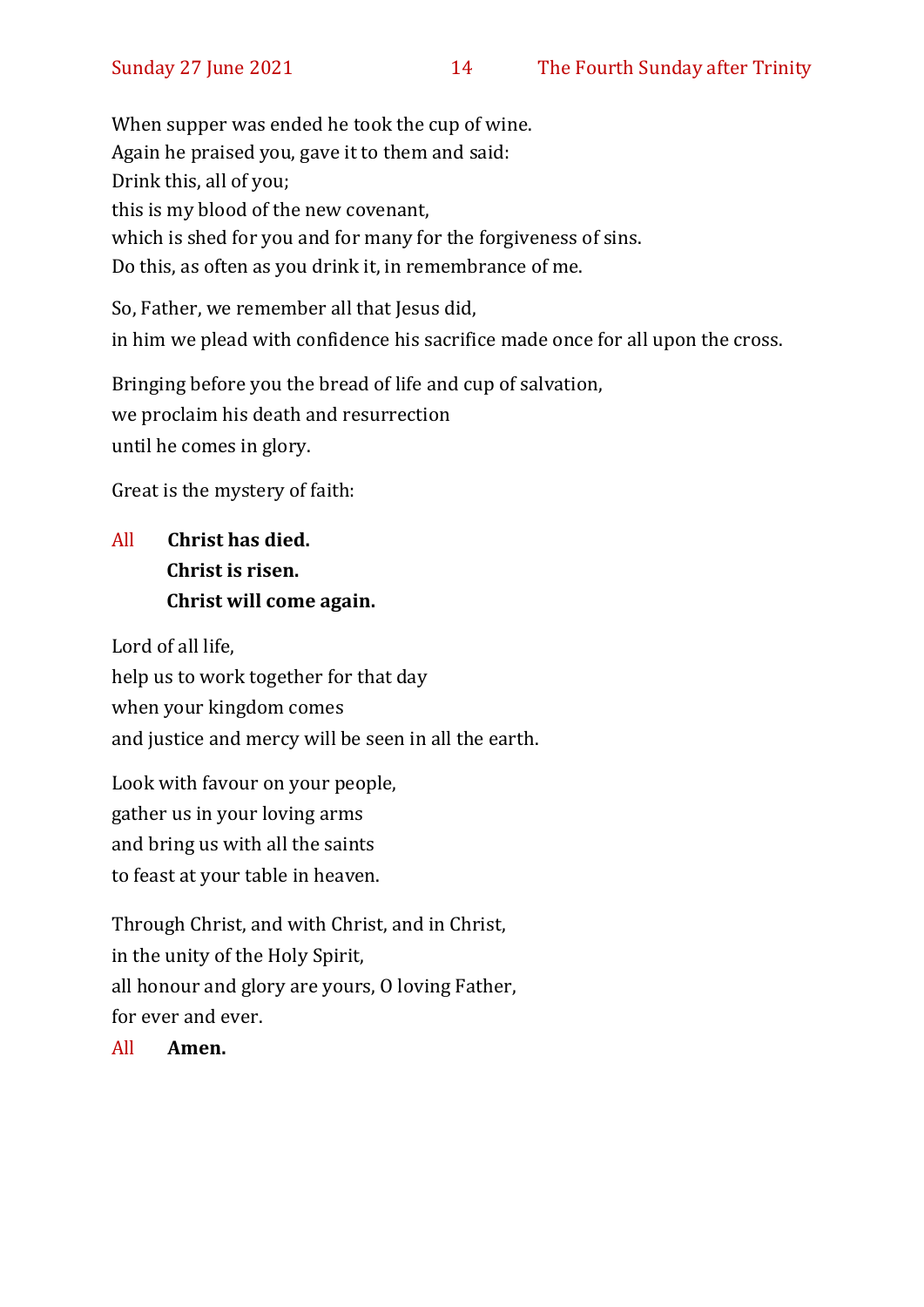When supper was ended he took the cup of wine.
Again he praised you, gave it to them and said:
Drink this, all of you;
this is my blood of the new covenant,
which is shed for you and for many for the forgiveness of sins.
Do this, as often as you drink it, in remembrance of me.

So, Father, we remember all that Jesus did,
in him we plead with confidence his sacrifice made once for all upon the cross.

Bringing before you the bread of life and cup of salvation,
we proclaim his death and resurrection
until he comes in glory.

Great is the mystery of faith:

All **Christ has died.**
**Christ is risen.**
**Christ will come again.**

Lord of all life,
help us to work together for that day
when your kingdom comes
and justice and mercy will be seen in all the earth.

Look with favour on your people,
gather us in your loving arms
and bring us with all the saints
to feast at your table in heaven.

Through Christ, and with Christ, and in Christ,
in the unity of the Holy Spirit,
all honour and glory are yours, O loving Father,
for ever and ever.

All **Amen.**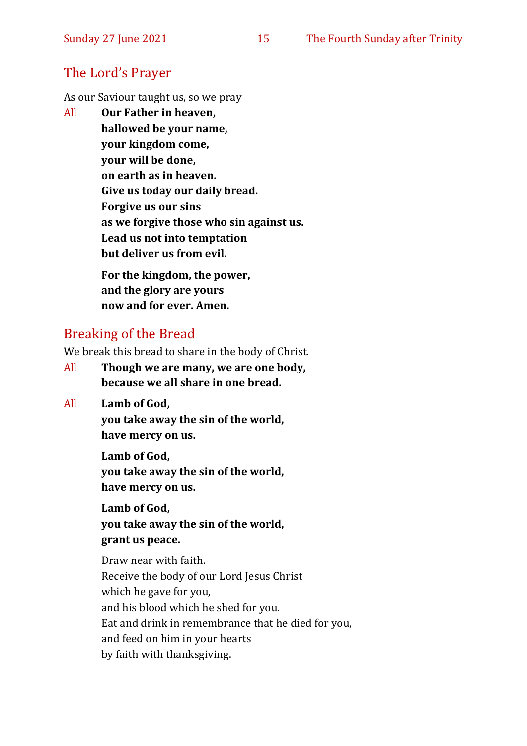## The Lord's Prayer

As our Saviour taught us, so we pray

All **Our Father in heaven,**
**hallowed be your name,**
**your kingdom come,**
**your will be done,**
**on earth as in heaven.**
**Give us today our daily bread.**
**Forgive us our sins**
**as we forgive those who sin against us.**
**Lead us not into temptation**
**but deliver us from evil.**

**For the kingdom, the power,**
**and the glory are yours**
**now and for ever. Amen.**

## Breaking of the Bread

We break this bread to share in the body of Christ.

All **Though we are many, we are one body,**
**because we all share in one bread.**

All **Lamb of God,**
**you take away the sin of the world,**
**have mercy on us.**

**Lamb of God,**
**you take away the sin of the world,**
**have mercy on us.**

**Lamb of God,**
**you take away the sin of the world,**
**grant us peace.**

Draw near with faith.
Receive the body of our Lord Jesus Christ
which he gave for you,
and his blood which he shed for you.
Eat and drink in remembrance that he died for you,
and feed on him in your hearts
by faith with thanksgiving.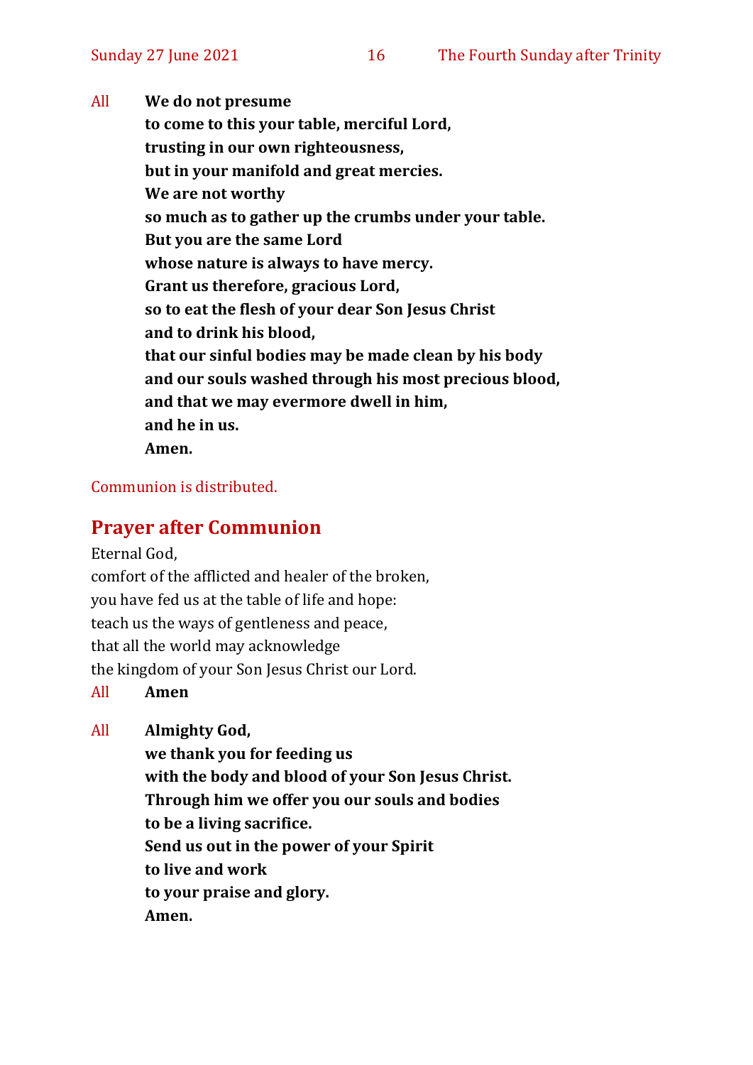All **We do not presume**
**to come to this your table, merciful Lord,**
**trusting in our own righteousness,**
**but in your manifold and great mercies.**
**We are not worthy**
**so much as to gather up the crumbs under your table.**
**But you are the same Lord**
**whose nature is always to have mercy.**
**Grant us therefore, gracious Lord,**
**so to eat the flesh of your dear Son Jesus Christ**
**and to drink his blood,**
**that our sinful bodies may be made clean by his body**
**and our souls washed through his most precious blood,**
**and that we may evermore dwell in him,**
**and he in us.**
**Amen.**

Communion is distributed.

## Prayer after Communion

Eternal God,
comfort of the afflicted and healer of the broken,
you have fed us at the table of life and hope:
teach us the ways of gentleness and peace,
that all the world may acknowledge
the kingdom of your Son Jesus Christ our Lord.

All **Amen**

All **Almighty God,**
**we thank you for feeding us**
**with the body and blood of your Son Jesus Christ.**
**Through him we offer you our souls and bodies**
**to be a living sacrifice.**
**Send us out in the power of your Spirit**
**to live and work**
**to your praise and glory.**
**Amen.**